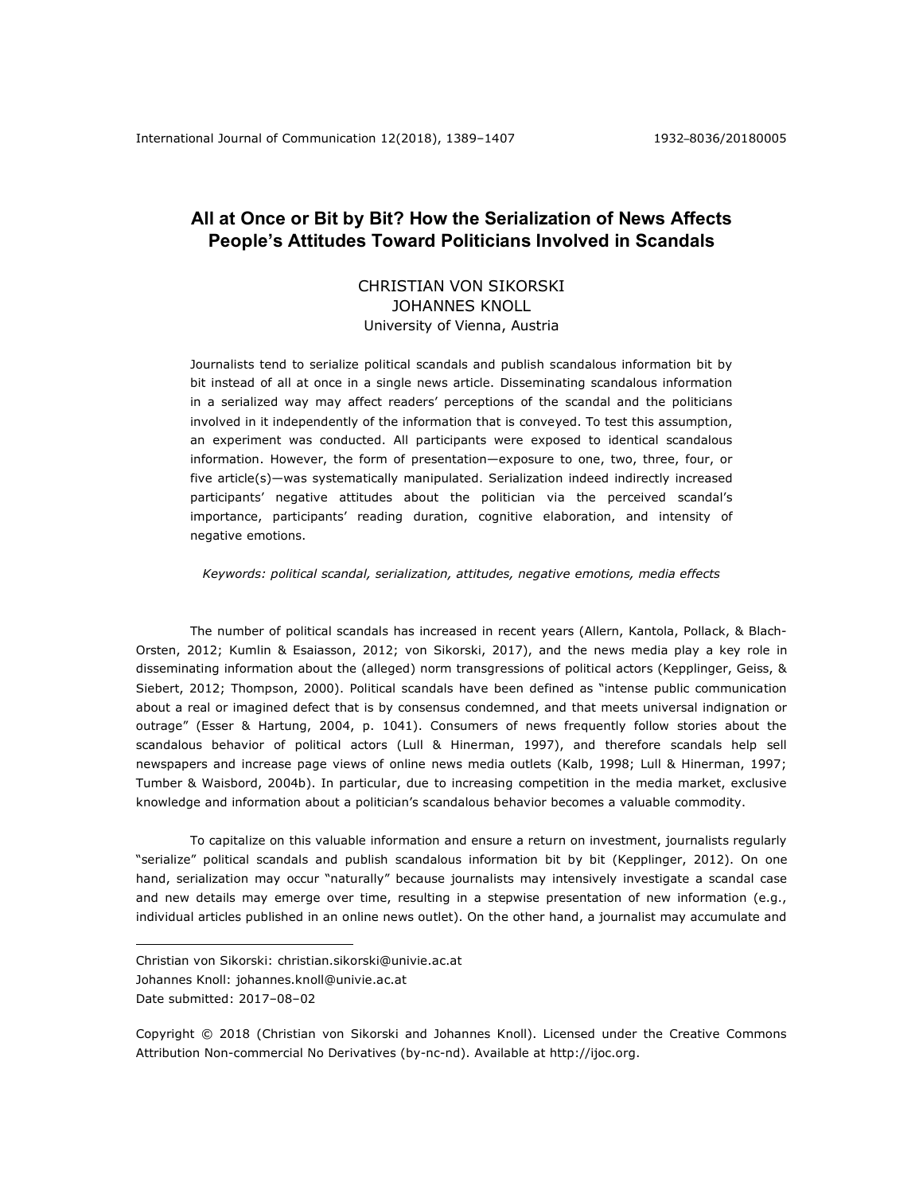# All at Once or Bit by Bit? How the Serialization of News Affects People's Attitudes Toward Politicians Involved in Scandals

CHRISTIAN VON SIKORSKI  
JOHANNES KNOLL  
University of Vienna, Austria

Journalists tend to serialize political scandals and publish scandalous information bit by bit instead of all at once in a single news article. Disseminating scandalous information in a serialized way may affect readers' perceptions of the scandal and the politicians involved in it independently of the information that is conveyed. To test this assumption, an experiment was conducted. All participants were exposed to identical scandalous information. However, the form of presentation—exposure to one, two, three, four, or five article(s)—was systematically manipulated. Serialization indeed indirectly increased participants' negative attitudes about the politician via the perceived scandal's importance, participants' reading duration, cognitive elaboration, and intensity of negative emotions.

*Keywords: political scandal, serialization, attitudes, negative emotions, media effects*

The number of political scandals has increased in recent years (Allern, Kantola, Pollack, & Blach-Orsten, 2012; Kumlin & Esaiasson, 2012; von Sikorski, 2017), and the news media play a key role in disseminating information about the (alleged) norm transgressions of political actors (Kepplinger, Geiss, & Siebert, 2012; Thompson, 2000). Political scandals have been defined as "intense public communication about a real or imagined defect that is by consensus condemned, and that meets universal indignation or outrage" (Esser & Hartung, 2004, p. 1041). Consumers of news frequently follow stories about the scandalous behavior of political actors (Lull & Hinerman, 1997), and therefore scandals help sell newspapers and increase page views of online news media outlets (Kalb, 1998; Lull & Hinerman, 1997; Tumber & Waisbord, 2004b). In particular, due to increasing competition in the media market, exclusive knowledge and information about a politician's scandalous behavior becomes a valuable commodity.

To capitalize on this valuable information and ensure a return on investment, journalists regularly "serialize" political scandals and publish scandalous information bit by bit (Kepplinger, 2012). On one hand, serialization may occur "naturally" because journalists may intensively investigate a scandal case and new details may emerge over time, resulting in a stepwise presentation of new information (e.g., individual articles published in an online news outlet). On the other hand, a journalist may accumulate and

---

Christian von Sikorski: christian.sikorski@univie.ac.at  
Johannes Knoll: johannes.knoll@univie.ac.at  
Date submitted: 2017–08–02

Copyright © 2018 (Christian von Sikorski and Johannes Knoll). Licensed under the Creative Commons Attribution Non-commercial No Derivatives (by-nc-nd). Available at http://ijoc.org.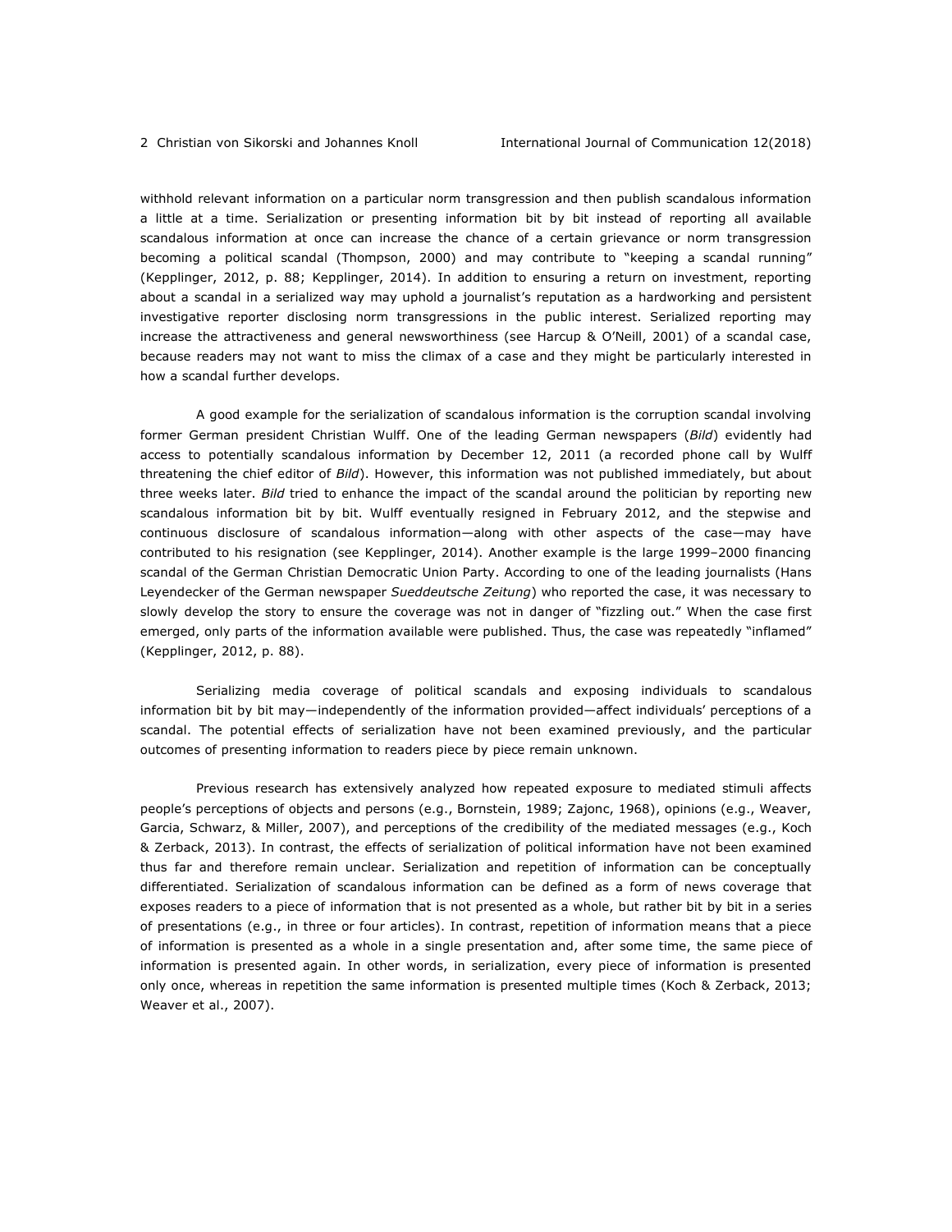withhold relevant information on a particular norm transgression and then publish scandalous information a little at a time. Serialization or presenting information bit by bit instead of reporting all available scandalous information at once can increase the chance of a certain grievance or norm transgression becoming a political scandal (Thompson, 2000) and may contribute to "keeping a scandal running" (Kepplinger, 2012, p. 88; Kepplinger, 2014). In addition to ensuring a return on investment, reporting about a scandal in a serialized way may uphold a journalist's reputation as a hardworking and persistent investigative reporter disclosing norm transgressions in the public interest. Serialized reporting may increase the attractiveness and general newsworthiness (see Harcup & O'Neill, 2001) of a scandal case, because readers may not want to miss the climax of a case and they might be particularly interested in how a scandal further develops.

A good example for the serialization of scandalous information is the corruption scandal involving former German president Christian Wulff. One of the leading German newspapers (*Bild*) evidently had access to potentially scandalous information by December 12, 2011 (a recorded phone call by Wulff threatening the chief editor of *Bild*). However, this information was not published immediately, but about three weeks later. *Bild* tried to enhance the impact of the scandal around the politician by reporting new scandalous information bit by bit. Wulff eventually resigned in February 2012, and the stepwise and continuous disclosure of scandalous information—along with other aspects of the case—may have contributed to his resignation (see Kepplinger, 2014). Another example is the large 1999–2000 financing scandal of the German Christian Democratic Union Party. According to one of the leading journalists (Hans Leyendecker of the German newspaper *Sueddeutsche Zeitung*) who reported the case, it was necessary to slowly develop the story to ensure the coverage was not in danger of "fizzling out." When the case first emerged, only parts of the information available were published. Thus, the case was repeatedly "inflamed" (Kepplinger, 2012, p. 88).

Serializing media coverage of political scandals and exposing individuals to scandalous information bit by bit may—independently of the information provided—affect individuals' perceptions of a scandal. The potential effects of serialization have not been examined previously, and the particular outcomes of presenting information to readers piece by piece remain unknown.

Previous research has extensively analyzed how repeated exposure to mediated stimuli affects people's perceptions of objects and persons (e.g., Bornstein, 1989; Zajonc, 1968), opinions (e.g., Weaver, Garcia, Schwarz, & Miller, 2007), and perceptions of the credibility of the mediated messages (e.g., Koch & Zerback, 2013). In contrast, the effects of serialization of political information have not been examined thus far and therefore remain unclear. Serialization and repetition of information can be conceptually differentiated. Serialization of scandalous information can be defined as a form of news coverage that exposes readers to a piece of information that is not presented as a whole, but rather bit by bit in a series of presentations (e.g., in three or four articles). In contrast, repetition of information means that a piece of information is presented as a whole in a single presentation and, after some time, the same piece of information is presented again. In other words, in serialization, every piece of information is presented only once, whereas in repetition the same information is presented multiple times (Koch & Zerback, 2013; Weaver et al., 2007).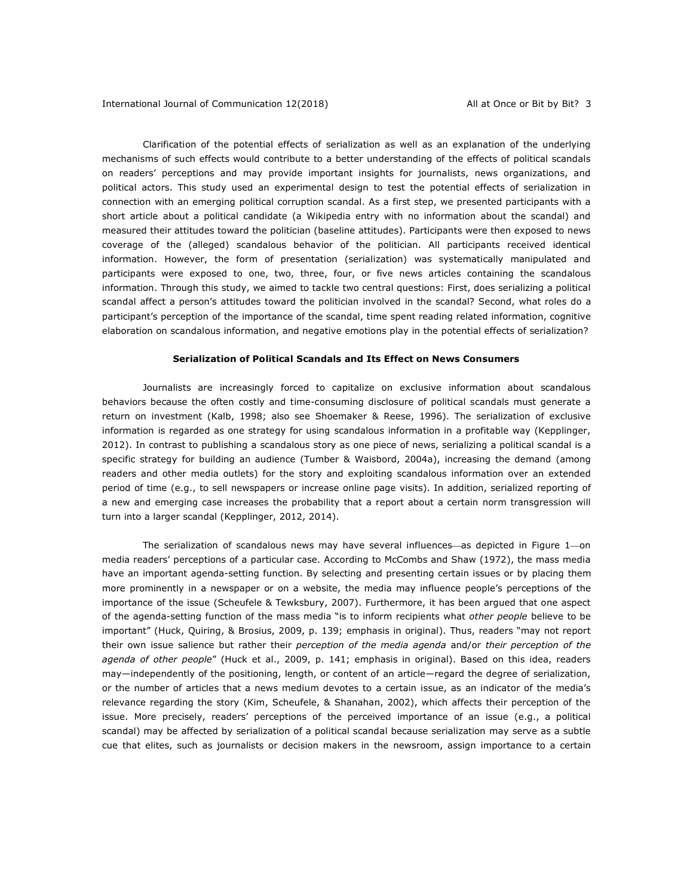Clarification of the potential effects of serialization as well as an explanation of the underlying mechanisms of such effects would contribute to a better understanding of the effects of political scandals on readers' perceptions and may provide important insights for journalists, news organizations, and political actors. This study used an experimental design to test the potential effects of serialization in connection with an emerging political corruption scandal. As a first step, we presented participants with a short article about a political candidate (a Wikipedia entry with no information about the scandal) and measured their attitudes toward the politician (baseline attitudes). Participants were then exposed to news coverage of the (alleged) scandalous behavior of the politician. All participants received identical information. However, the form of presentation (serialization) was systematically manipulated and participants were exposed to one, two, three, four, or five news articles containing the scandalous information. Through this study, we aimed to tackle two central questions: First, does serializing a political scandal affect a person's attitudes toward the politician involved in the scandal? Second, what roles do a participant's perception of the importance of the scandal, time spent reading related information, cognitive elaboration on scandalous information, and negative emotions play in the potential effects of serialization?

## Serialization of Political Scandals and Its Effect on News Consumers

Journalists are increasingly forced to capitalize on exclusive information about scandalous behaviors because the often costly and time-consuming disclosure of political scandals must generate a return on investment (Kalb, 1998; also see Shoemaker & Reese, 1996). The serialization of exclusive information is regarded as one strategy for using scandalous information in a profitable way (Kepplinger, 2012). In contrast to publishing a scandalous story as one piece of news, serializing a political scandal is a specific strategy for building an audience (Tumber & Waisbord, 2004a), increasing the demand (among readers and other media outlets) for the story and exploiting scandalous information over an extended period of time (e.g., to sell newspapers or increase online page visits). In addition, serialized reporting of a new and emerging case increases the probability that a report about a certain norm transgression will turn into a larger scandal (Kepplinger, 2012, 2014).

The serialization of scandalous news may have several influences—as depicted in Figure 1—on media readers' perceptions of a particular case. According to McCombs and Shaw (1972), the mass media have an important agenda-setting function. By selecting and presenting certain issues or by placing them more prominently in a newspaper or on a website, the media may influence people's perceptions of the importance of the issue (Scheufele & Tewksbury, 2007). Furthermore, it has been argued that one aspect of the agenda-setting function of the mass media "is to inform recipients what *other people* believe to be important" (Huck, Quiring, & Brosius, 2009, p. 139; emphasis in original). Thus, readers "may not report their own issue salience but rather their *perception of the media agenda* and/or *their perception of the agenda of other people*" (Huck et al., 2009, p. 141; emphasis in original). Based on this idea, readers may—independently of the positioning, length, or content of an article—regard the degree of serialization, or the number of articles that a news medium devotes to a certain issue, as an indicator of the media's relevance regarding the story (Kim, Scheufele, & Shanahan, 2002), which affects their perception of the issue. More precisely, readers' perceptions of the perceived importance of an issue (e.g., a political scandal) may be affected by serialization of a political scandal because serialization may serve as a subtle cue that elites, such as journalists or decision makers in the newsroom, assign importance to a certain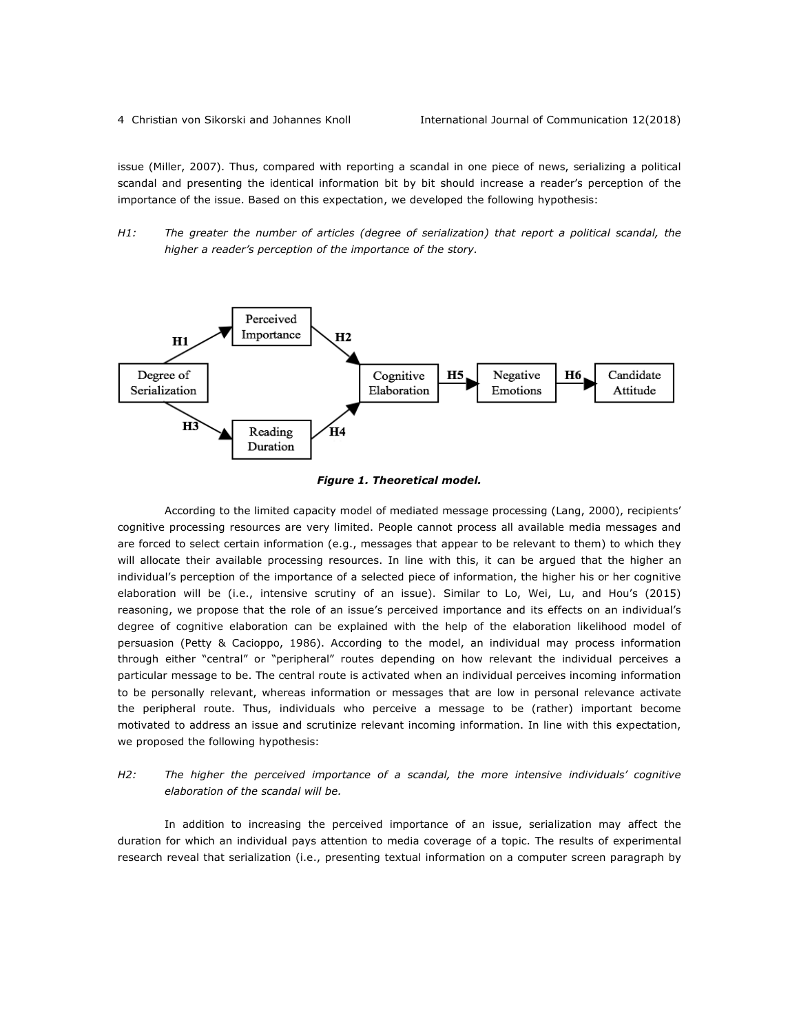issue (Miller, 2007). Thus, compared with reporting a scandal in one piece of news, serializing a political scandal and presenting the identical information bit by bit should increase a reader's perception of the importance of the issue. Based on this expectation, we developed the following hypothesis:

*H1: The greater the number of articles (degree of serialization) that report a political scandal, the higher a reader's perception of the importance of the story.*

***Figure 1. Theoretical model.***

According to the limited capacity model of mediated message processing (Lang, 2000), recipients' cognitive processing resources are very limited. People cannot process all available media messages and are forced to select certain information (e.g., messages that appear to be relevant to them) to which they will allocate their available processing resources. In line with this, it can be argued that the higher an individual's perception of the importance of a selected piece of information, the higher his or her cognitive elaboration will be (i.e., intensive scrutiny of an issue). Similar to Lo, Wei, Lu, and Hou's (2015) reasoning, we propose that the role of an issue's perceived importance and its effects on an individual's degree of cognitive elaboration can be explained with the help of the elaboration likelihood model of persuasion (Petty & Cacioppo, 1986). According to the model, an individual may process information through either "central" or "peripheral" routes depending on how relevant the individual perceives a particular message to be. The central route is activated when an individual perceives incoming information to be personally relevant, whereas information or messages that are low in personal relevance activate the peripheral route. Thus, individuals who perceive a message to be (rather) important become motivated to address an issue and scrutinize relevant incoming information. In line with this expectation, we proposed the following hypothesis:

*H2: The higher the perceived importance of a scandal, the more intensive individuals' cognitive elaboration of the scandal will be.*

In addition to increasing the perceived importance of an issue, serialization may affect the duration for which an individual pays attention to media coverage of a topic. The results of experimental research reveal that serialization (i.e., presenting textual information on a computer screen paragraph by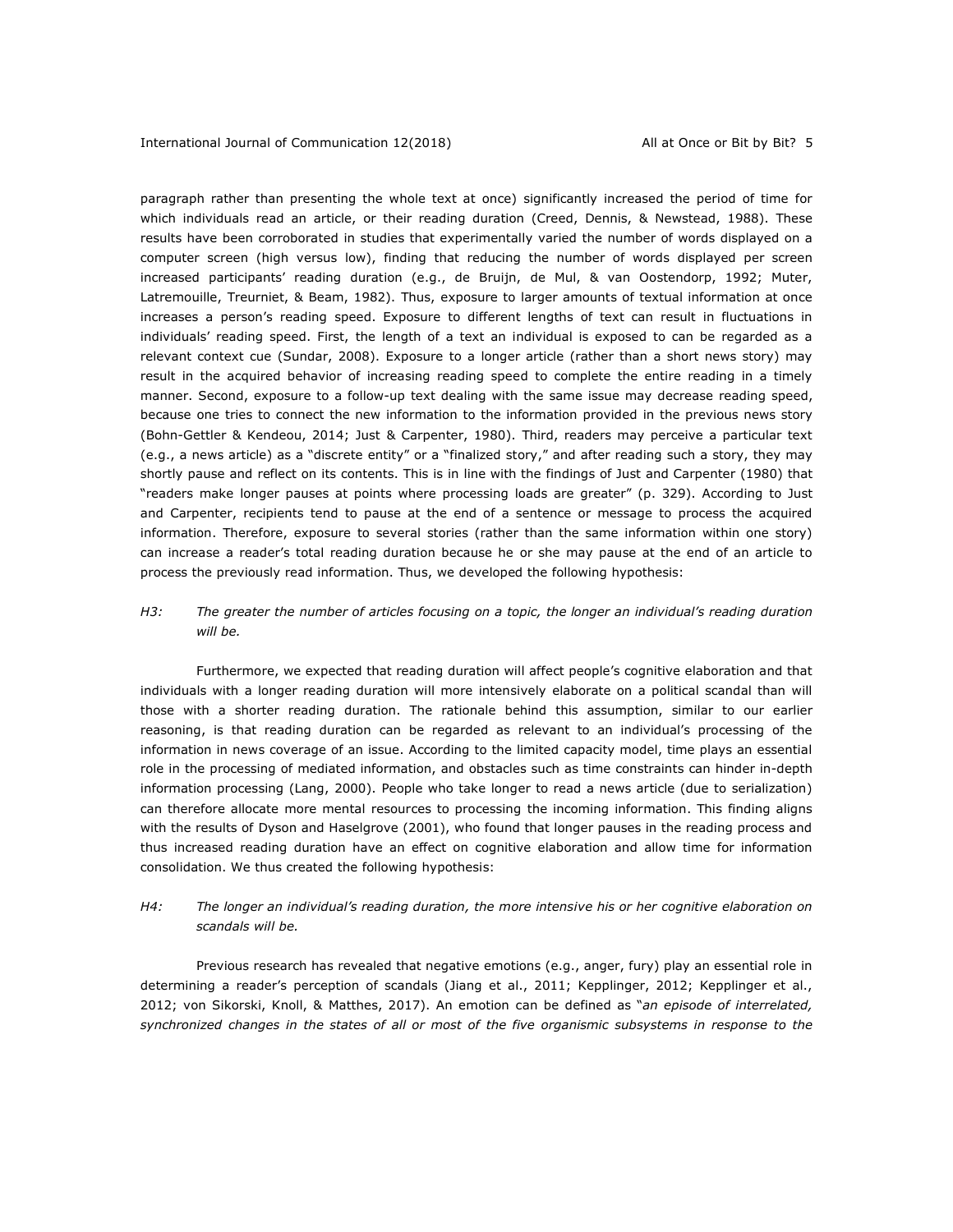paragraph rather than presenting the whole text at once) significantly increased the period of time for which individuals read an article, or their reading duration (Creed, Dennis, & Newstead, 1988). These results have been corroborated in studies that experimentally varied the number of words displayed on a computer screen (high versus low), finding that reducing the number of words displayed per screen increased participants' reading duration (e.g., de Bruijn, de Mul, & van Oostendorp, 1992; Muter, Latremouille, Treurniet, & Beam, 1982). Thus, exposure to larger amounts of textual information at once increases a person's reading speed. Exposure to different lengths of text can result in fluctuations in individuals' reading speed. First, the length of a text an individual is exposed to can be regarded as a relevant context cue (Sundar, 2008). Exposure to a longer article (rather than a short news story) may result in the acquired behavior of increasing reading speed to complete the entire reading in a timely manner. Second, exposure to a follow-up text dealing with the same issue may decrease reading speed, because one tries to connect the new information to the information provided in the previous news story (Bohn-Gettler & Kendeou, 2014; Just & Carpenter, 1980). Third, readers may perceive a particular text (e.g., a news article) as a "discrete entity" or a "finalized story," and after reading such a story, they may shortly pause and reflect on its contents. This is in line with the findings of Just and Carpenter (1980) that "readers make longer pauses at points where processing loads are greater" (p. 329). According to Just and Carpenter, recipients tend to pause at the end of a sentence or message to process the acquired information. Therefore, exposure to several stories (rather than the same information within one story) can increase a reader's total reading duration because he or she may pause at the end of an article to process the previously read information. Thus, we developed the following hypothesis:

*H3: The greater the number of articles focusing on a topic, the longer an individual's reading duration will be.*

Furthermore, we expected that reading duration will affect people's cognitive elaboration and that individuals with a longer reading duration will more intensively elaborate on a political scandal than will those with a shorter reading duration. The rationale behind this assumption, similar to our earlier reasoning, is that reading duration can be regarded as relevant to an individual's processing of the information in news coverage of an issue. According to the limited capacity model, time plays an essential role in the processing of mediated information, and obstacles such as time constraints can hinder in-depth information processing (Lang, 2000). People who take longer to read a news article (due to serialization) can therefore allocate more mental resources to processing the incoming information. This finding aligns with the results of Dyson and Haselgrove (2001), who found that longer pauses in the reading process and thus increased reading duration have an effect on cognitive elaboration and allow time for information consolidation. We thus created the following hypothesis:

*H4: The longer an individual's reading duration, the more intensive his or her cognitive elaboration on scandals will be.*

Previous research has revealed that negative emotions (e.g., anger, fury) play an essential role in determining a reader's perception of scandals (Jiang et al., 2011; Kepplinger, 2012; Kepplinger et al., 2012; von Sikorski, Knoll, & Matthes, 2017). An emotion can be defined as "*an episode of interrelated, synchronized changes in the states of all or most of the five organismic subsystems in response to the*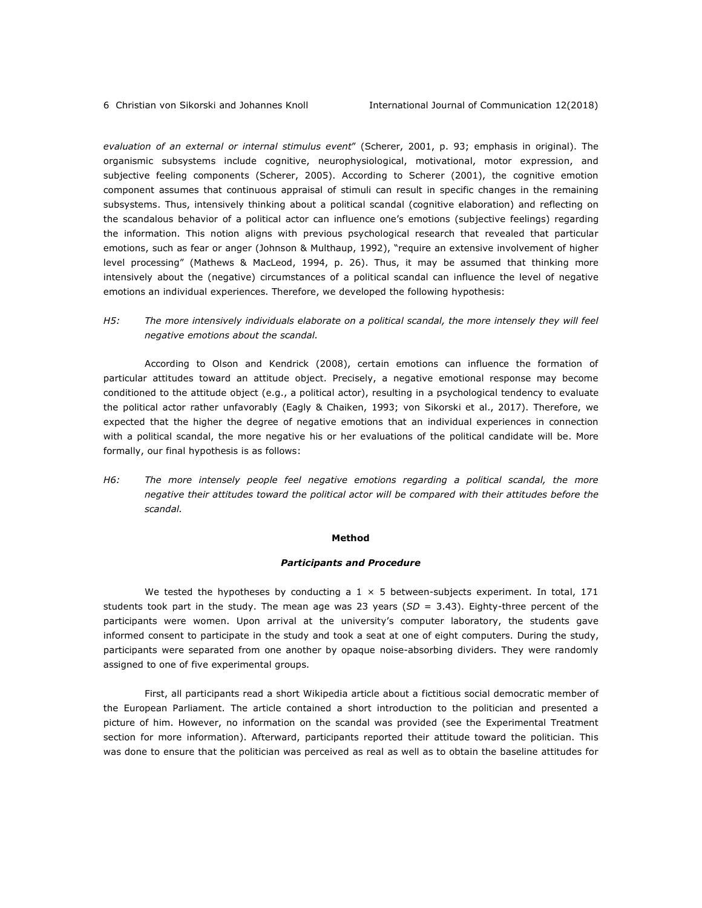*evaluation of an external or internal stimulus event*" (Scherer, 2001, p. 93; emphasis in original). The organismic subsystems include cognitive, neurophysiological, motivational, motor expression, and subjective feeling components (Scherer, 2005). According to Scherer (2001), the cognitive emotion component assumes that continuous appraisal of stimuli can result in specific changes in the remaining subsystems. Thus, intensively thinking about a political scandal (cognitive elaboration) and reflecting on the scandalous behavior of a political actor can influence one's emotions (subjective feelings) regarding the information. This notion aligns with previous psychological research that revealed that particular emotions, such as fear or anger (Johnson & Multhaup, 1992), "require an extensive involvement of higher level processing" (Mathews & MacLeod, 1994, p. 26). Thus, it may be assumed that thinking more intensively about the (negative) circumstances of a political scandal can influence the level of negative emotions an individual experiences. Therefore, we developed the following hypothesis:

*H5: The more intensively individuals elaborate on a political scandal, the more intensely they will feel negative emotions about the scandal.*

According to Olson and Kendrick (2008), certain emotions can influence the formation of particular attitudes toward an attitude object. Precisely, a negative emotional response may become conditioned to the attitude object (e.g., a political actor), resulting in a psychological tendency to evaluate the political actor rather unfavorably (Eagly & Chaiken, 1993; von Sikorski et al., 2017). Therefore, we expected that the higher the degree of negative emotions that an individual experiences in connection with a political scandal, the more negative his or her evaluations of the political candidate will be. More formally, our final hypothesis is as follows:

*H6: The more intensely people feel negative emotions regarding a political scandal, the more negative their attitudes toward the political actor will be compared with their attitudes before the scandal.*

## Method

### *Participants and Procedure*

We tested the hypotheses by conducting a 1 × 5 between-subjects experiment. In total, 171 students took part in the study. The mean age was 23 years (*SD* = 3.43). Eighty-three percent of the participants were women. Upon arrival at the university's computer laboratory, the students gave informed consent to participate in the study and took a seat at one of eight computers. During the study, participants were separated from one another by opaque noise-absorbing dividers. They were randomly assigned to one of five experimental groups.

First, all participants read a short Wikipedia article about a fictitious social democratic member of the European Parliament. The article contained a short introduction to the politician and presented a picture of him. However, no information on the scandal was provided (see the Experimental Treatment section for more information). Afterward, participants reported their attitude toward the politician. This was done to ensure that the politician was perceived as real as well as to obtain the baseline attitudes for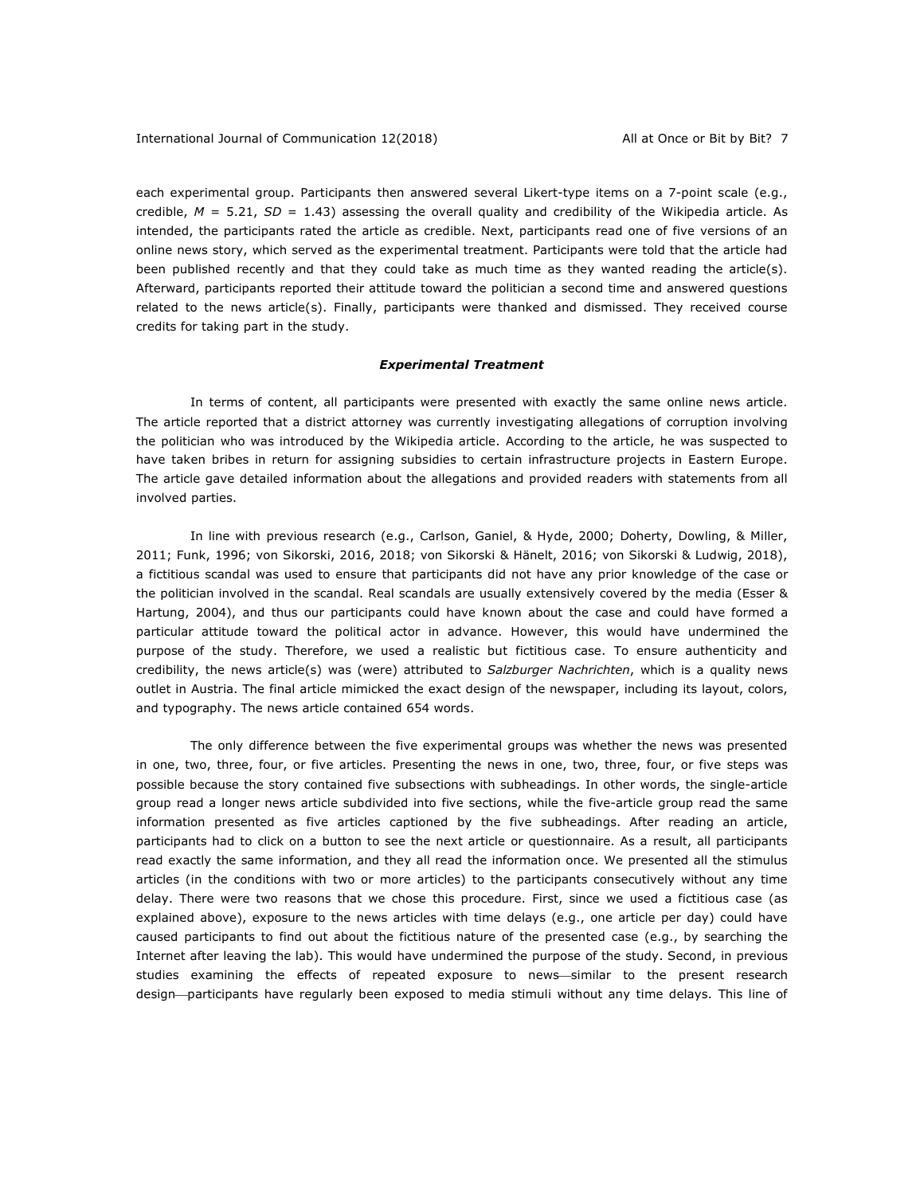each experimental group. Participants then answered several Likert-type items on a 7-point scale (e.g., credible, $M$ = 5.21, $SD$ = 1.43) assessing the overall quality and credibility of the Wikipedia article. As intended, the participants rated the article as credible. Next, participants read one of five versions of an online news story, which served as the experimental treatment. Participants were told that the article had been published recently and that they could take as much time as they wanted reading the article(s). Afterward, participants reported their attitude toward the politician a second time and answered questions related to the news article(s). Finally, participants were thanked and dismissed. They received course credits for taking part in the study.

### *Experimental Treatment*

In terms of content, all participants were presented with exactly the same online news article. The article reported that a district attorney was currently investigating allegations of corruption involving the politician who was introduced by the Wikipedia article. According to the article, he was suspected to have taken bribes in return for assigning subsidies to certain infrastructure projects in Eastern Europe. The article gave detailed information about the allegations and provided readers with statements from all involved parties.

In line with previous research (e.g., Carlson, Ganiel, & Hyde, 2000; Doherty, Dowling, & Miller, 2011; Funk, 1996; von Sikorski, 2016, 2018; von Sikorski & Hänelt, 2016; von Sikorski & Ludwig, 2018), a fictitious scandal was used to ensure that participants did not have any prior knowledge of the case or the politician involved in the scandal. Real scandals are usually extensively covered by the media (Esser & Hartung, 2004), and thus our participants could have known about the case and could have formed a particular attitude toward the political actor in advance. However, this would have undermined the purpose of the study. Therefore, we used a realistic but fictitious case. To ensure authenticity and credibility, the news article(s) was (were) attributed to *Salzburger Nachrichten*, which is a quality news outlet in Austria. The final article mimicked the exact design of the newspaper, including its layout, colors, and typography. The news article contained 654 words.

The only difference between the five experimental groups was whether the news was presented in one, two, three, four, or five articles. Presenting the news in one, two, three, four, or five steps was possible because the story contained five subsections with subheadings. In other words, the single-article group read a longer news article subdivided into five sections, while the five-article group read the same information presented as five articles captioned by the five subheadings. After reading an article, participants had to click on a button to see the next article or questionnaire. As a result, all participants read exactly the same information, and they all read the information once. We presented all the stimulus articles (in the conditions with two or more articles) to the participants consecutively without any time delay. There were two reasons that we chose this procedure. First, since we used a fictitious case (as explained above), exposure to the news articles with time delays (e.g., one article per day) could have caused participants to find out about the fictitious nature of the presented case (e.g., by searching the Internet after leaving the lab). This would have undermined the purpose of the study. Second, in previous studies examining the effects of repeated exposure to news—similar to the present research design—participants have regularly been exposed to media stimuli without any time delays. This line of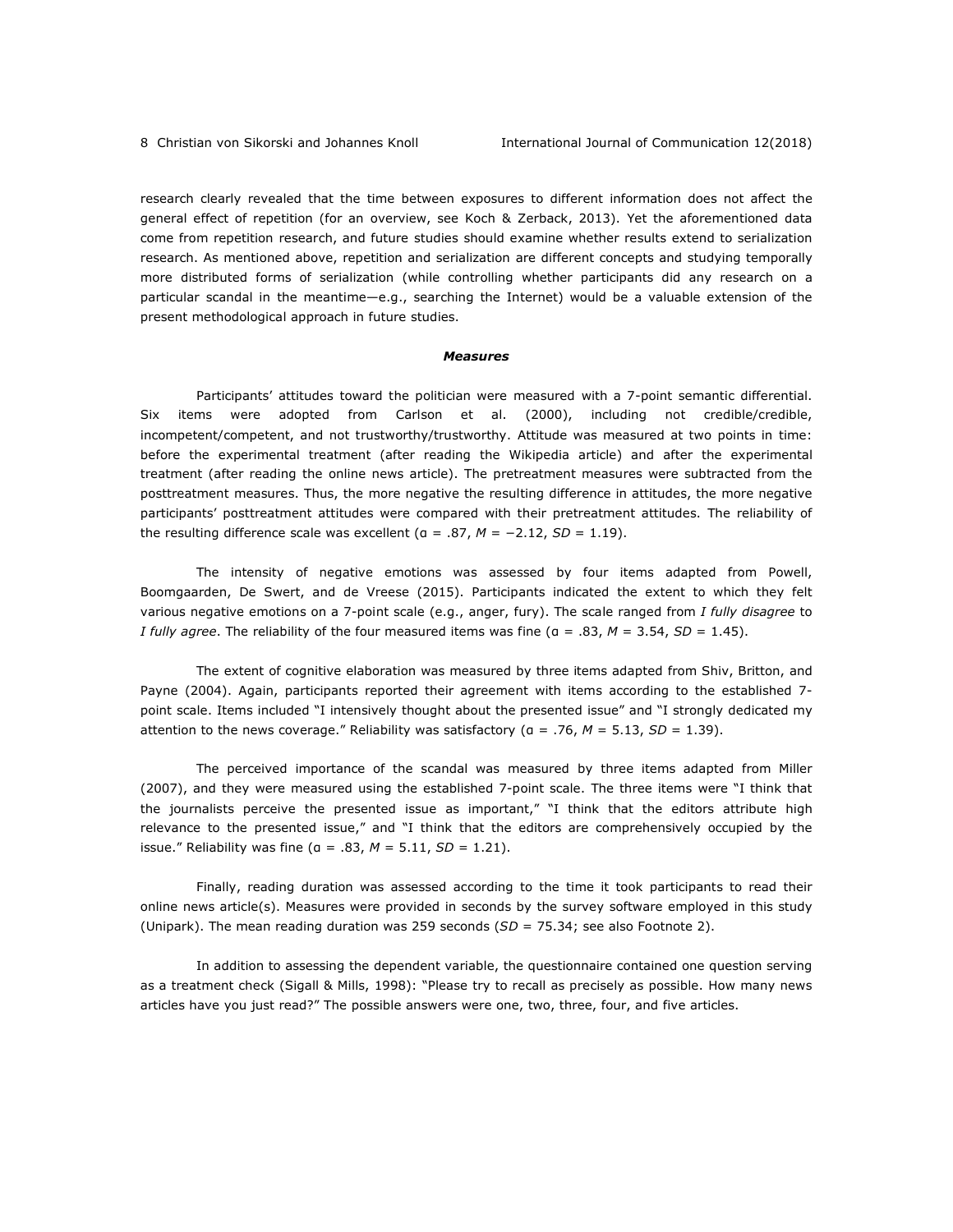research clearly revealed that the time between exposures to different information does not affect the general effect of repetition (for an overview, see Koch & Zerback, 2013). Yet the aforementioned data come from repetition research, and future studies should examine whether results extend to serialization research. As mentioned above, repetition and serialization are different concepts and studying temporally more distributed forms of serialization (while controlling whether participants did any research on a particular scandal in the meantime—e.g., searching the Internet) would be a valuable extension of the present methodological approach in future studies.

### *Measures*

Participants' attitudes toward the politician were measured with a 7-point semantic differential. Six items were adopted from Carlson et al. (2000), including not credible/credible, incompetent/competent, and not trustworthy/trustworthy. Attitude was measured at two points in time: before the experimental treatment (after reading the Wikipedia article) and after the experimental treatment (after reading the online news article). The pretreatment measures were subtracted from the posttreatment measures. Thus, the more negative the resulting difference in attitudes, the more negative participants' posttreatment attitudes were compared with their pretreatment attitudes. The reliability of the resulting difference scale was excellent ($\alpha = .87$, $M = -2.12$, $SD = 1.19$).

The intensity of negative emotions was assessed by four items adapted from Powell, Boomgaarden, De Swert, and de Vreese (2015). Participants indicated the extent to which they felt various negative emotions on a 7-point scale (e.g., anger, fury). The scale ranged from *I fully disagree* to *I fully agree*. The reliability of the four measured items was fine ($\alpha = .83$, $M = 3.54$, $SD = 1.45$).

The extent of cognitive elaboration was measured by three items adapted from Shiv, Britton, and Payne (2004). Again, participants reported their agreement with items according to the established 7-point scale. Items included "I intensively thought about the presented issue" and "I strongly dedicated my attention to the news coverage." Reliability was satisfactory ($\alpha = .76$, $M = 5.13$, $SD = 1.39$).

The perceived importance of the scandal was measured by three items adapted from Miller (2007), and they were measured using the established 7-point scale. The three items were "I think that the journalists perceive the presented issue as important," "I think that the editors attribute high relevance to the presented issue," and "I think that the editors are comprehensively occupied by the issue." Reliability was fine ($\alpha = .83$, $M = 5.11$, $SD = 1.21$).

Finally, reading duration was assessed according to the time it took participants to read their online news article(s). Measures were provided in seconds by the survey software employed in this study (Unipark). The mean reading duration was 259 seconds ($SD = 75.34$; see also Footnote 2).

In addition to assessing the dependent variable, the questionnaire contained one question serving as a treatment check (Sigall & Mills, 1998): "Please try to recall as precisely as possible. How many news articles have you just read?" The possible answers were one, two, three, four, and five articles.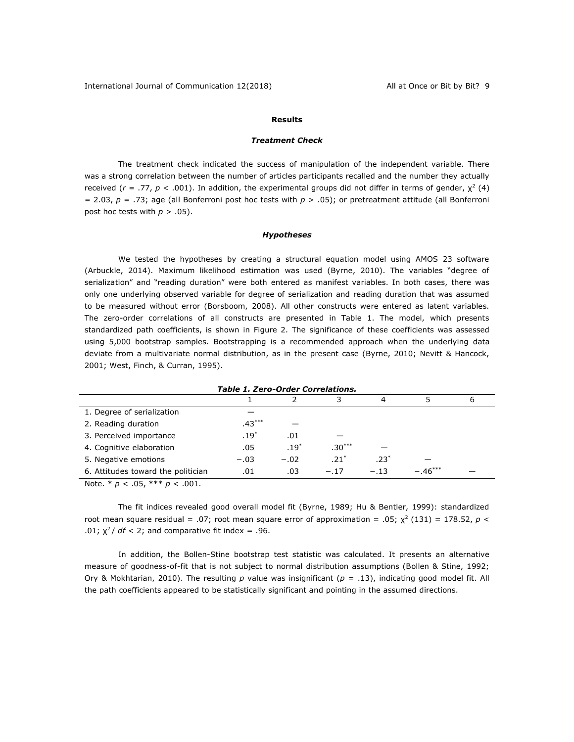## Results

### *Treatment Check*

The treatment check indicated the success of manipulation of the independent variable. There was a strong correlation between the number of articles participants recalled and the number they actually received ($r = .77$, $p < .001$). In addition, the experimental groups did not differ in terms of gender, $\chi^2$ (4) = 2.03, $p = .73$; age (all Bonferroni post hoc tests with $p > .05$); or pretreatment attitude (all Bonferroni post hoc tests with $p > .05$).

### *Hypotheses*

We tested the hypotheses by creating a structural equation model using AMOS 23 software (Arbuckle, 2014). Maximum likelihood estimation was used (Byrne, 2010). The variables "degree of serialization" and "reading duration" were both entered as manifest variables. In both cases, there was only one underlying observed variable for degree of serialization and reading duration that was assumed to be measured without error (Borsboom, 2008). All other constructs were entered as latent variables. The zero-order correlations of all constructs are presented in Table 1. The model, which presents standardized path coefficients, is shown in Figure 2. The significance of these coefficients was assessed using 5,000 bootstrap samples. Bootstrapping is a recommended approach when the underlying data deviate from a multivariate normal distribution, as in the present case (Byrne, 2010; Nevitt & Hancock, 2001; West, Finch, & Curran, 1995).

***Table 1. Zero-Order Correlations.***

| | 1 | 2 | 3 | 4 | 5 | 6 |
|---|---|---|---|---|---|---|
| 1. Degree of serialization | — | | | | | |
| 2. Reading duration | .43*** | — | | | | |
| 3. Perceived importance | .19* | .01 | — | | | |
| 4. Cognitive elaboration | .05 | .19* | .30*** | — | | |
| 5. Negative emotions | −.03 | −.02 | .21* | .23* | — | |
| 6. Attitudes toward the politician | .01 | .03 | −.17 | −.13 | −.46*** | — |

Note. * $p < .05$, *** $p < .001$.

The fit indices revealed good overall model fit (Byrne, 1989; Hu & Bentler, 1999): standardized root mean square residual = .07; root mean square error of approximation = .05; $\chi^2$ (131) = 178.52, $p < .01$; $\chi^2 / df < 2$; and comparative fit index = .96.

In addition, the Bollen-Stine bootstrap test statistic was calculated. It presents an alternative measure of goodness-of-fit that is not subject to normal distribution assumptions (Bollen & Stine, 1992; Ory & Mokhtarian, 2010). The resulting $p$ value was insignificant ($p = .13$), indicating good model fit. All the path coefficients appeared to be statistically significant and pointing in the assumed directions.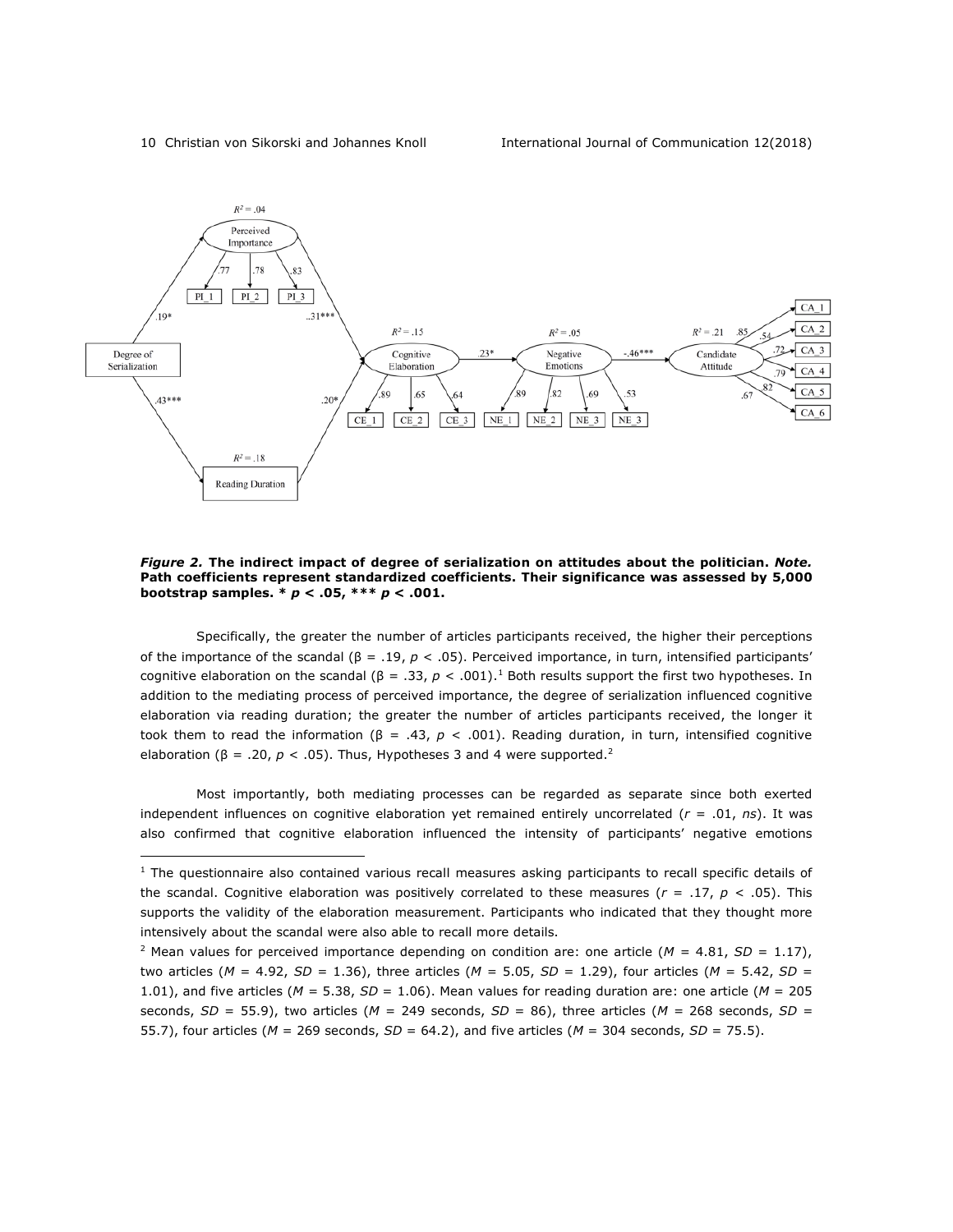*Figure 2.* **The indirect impact of degree of serialization on attitudes about the politician.** ***Note.*** **Path coefficients represent standardized coefficients. Their significance was assessed by 5,000 bootstrap samples. \*** $p < .05$**, \*\*\*** $p < .001$**.**

Specifically, the greater the number of articles participants received, the higher their perceptions of the importance of the scandal (β = .19, $p < .05$). Perceived importance, in turn, intensified participants' cognitive elaboration on the scandal (β = .33, $p < .001$).[1] Both results support the first two hypotheses. In addition to the mediating process of perceived importance, the degree of serialization influenced cognitive elaboration via reading duration; the greater the number of articles participants received, the longer it took them to read the information (β = .43, $p < .001$). Reading duration, in turn, intensified cognitive elaboration (β = .20, $p < .05$). Thus, Hypotheses 3 and 4 were supported.[2]

Most importantly, both mediating processes can be regarded as separate since both exerted independent influences on cognitive elaboration yet remained entirely uncorrelated ($r$ = .01, *ns*). It was also confirmed that cognitive elaboration influenced the intensity of participants' negative emotions

---

[1] The questionnaire also contained various recall measures asking participants to recall specific details of the scandal. Cognitive elaboration was positively correlated to these measures ($r$ = .17, $p < .05$). This supports the validity of the elaboration measurement. Participants who indicated that they thought more intensively about the scandal were also able to recall more details.

[2] Mean values for perceived importance depending on condition are: one article ($M$ = 4.81, $SD$ = 1.17), two articles ($M$ = 4.92, $SD$ = 1.36), three articles ($M$ = 5.05, $SD$ = 1.29), four articles ($M$ = 5.42, $SD$ = 1.01), and five articles ($M$ = 5.38, $SD$ = 1.06). Mean values for reading duration are: one article ($M$ = 205 seconds, $SD$ = 55.9), two articles ($M$ = 249 seconds, $SD$ = 86), three articles ($M$ = 268 seconds, $SD$ = 55.7), four articles ($M$ = 269 seconds, $SD$ = 64.2), and five articles ($M$ = 304 seconds, $SD$ = 75.5).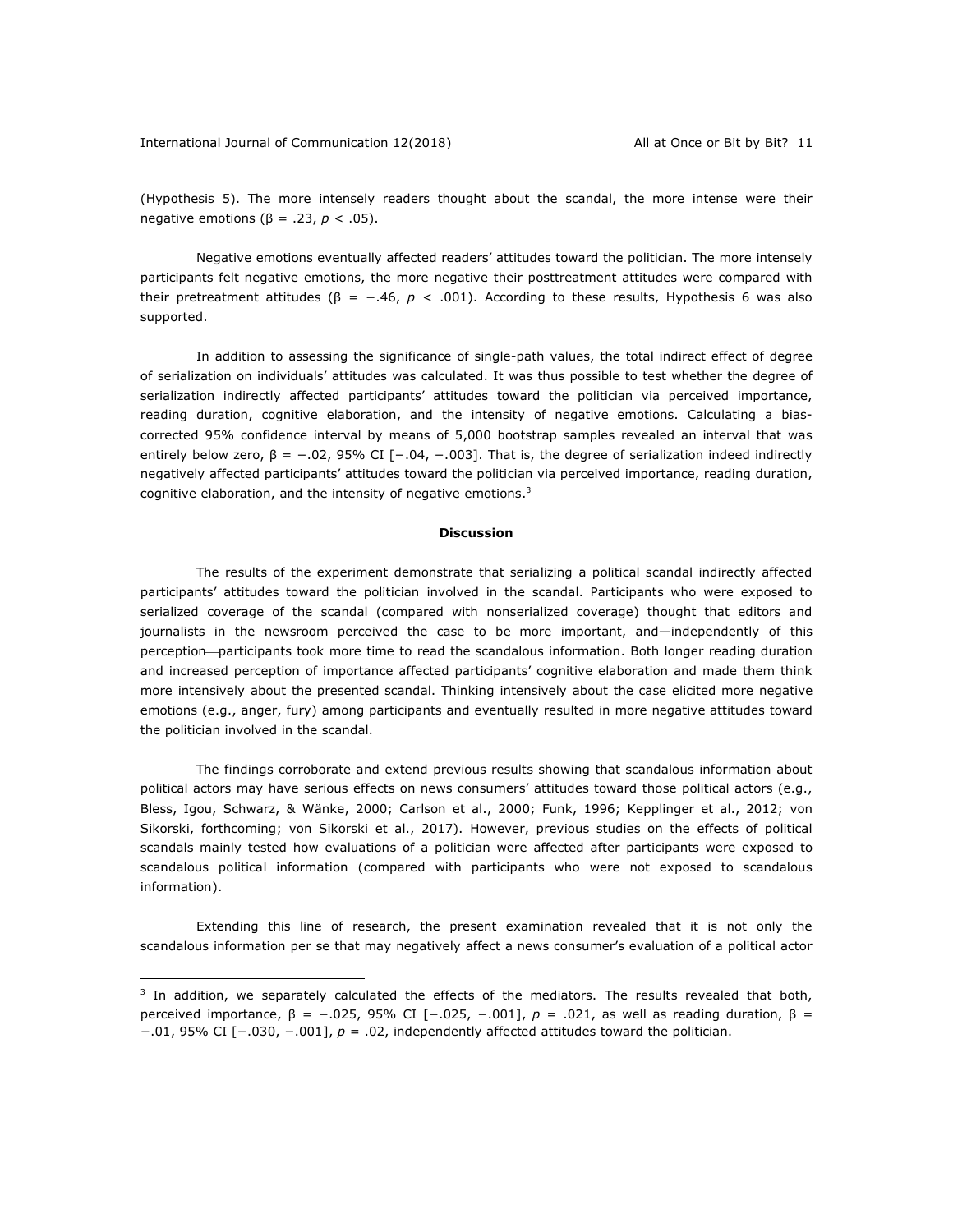(Hypothesis 5). The more intensely readers thought about the scandal, the more intense were their negative emotions ($\beta = .23$, $p < .05$).

Negative emotions eventually affected readers' attitudes toward the politician. The more intensely participants felt negative emotions, the more negative their posttreatment attitudes were compared with their pretreatment attitudes ($\beta = -.46$, $p < .001$). According to these results, Hypothesis 6 was also supported.

In addition to assessing the significance of single-path values, the total indirect effect of degree of serialization on individuals' attitudes was calculated. It was thus possible to test whether the degree of serialization indirectly affected participants' attitudes toward the politician via perceived importance, reading duration, cognitive elaboration, and the intensity of negative emotions. Calculating a bias-corrected 95% confidence interval by means of 5,000 bootstrap samples revealed an interval that was entirely below zero, $\beta = -.02$, 95% CI [$-.04$, $-.003$]. That is, the degree of serialization indeed indirectly negatively affected participants' attitudes toward the politician via perceived importance, reading duration, cognitive elaboration, and the intensity of negative emotions.[3]

## Discussion

The results of the experiment demonstrate that serializing a political scandal indirectly affected participants' attitudes toward the politician involved in the scandal. Participants who were exposed to serialized coverage of the scandal (compared with nonserialized coverage) thought that editors and journalists in the newsroom perceived the case to be more important, and—independently of this perception—participants took more time to read the scandalous information. Both longer reading duration and increased perception of importance affected participants' cognitive elaboration and made them think more intensively about the presented scandal. Thinking intensively about the case elicited more negative emotions (e.g., anger, fury) among participants and eventually resulted in more negative attitudes toward the politician involved in the scandal.

The findings corroborate and extend previous results showing that scandalous information about political actors may have serious effects on news consumers' attitudes toward those political actors (e.g., Bless, Igou, Schwarz, & Wänke, 2000; Carlson et al., 2000; Funk, 1996; Kepplinger et al., 2012; von Sikorski, forthcoming; von Sikorski et al., 2017). However, previous studies on the effects of political scandals mainly tested how evaluations of a politician were affected after participants were exposed to scandalous political information (compared with participants who were not exposed to scandalous information).

Extending this line of research, the present examination revealed that it is not only the scandalous information per se that may negatively affect a news consumer's evaluation of a political actor

---

[3] In addition, we separately calculated the effects of the mediators. The results revealed that both, perceived importance, $\beta = -.025$, 95% CI [$-.025$, $-.001$], $p = .021$, as well as reading duration, $\beta = -.01$, 95% CI [$-.030$, $-.001$], $p = .02$, independently affected attitudes toward the politician.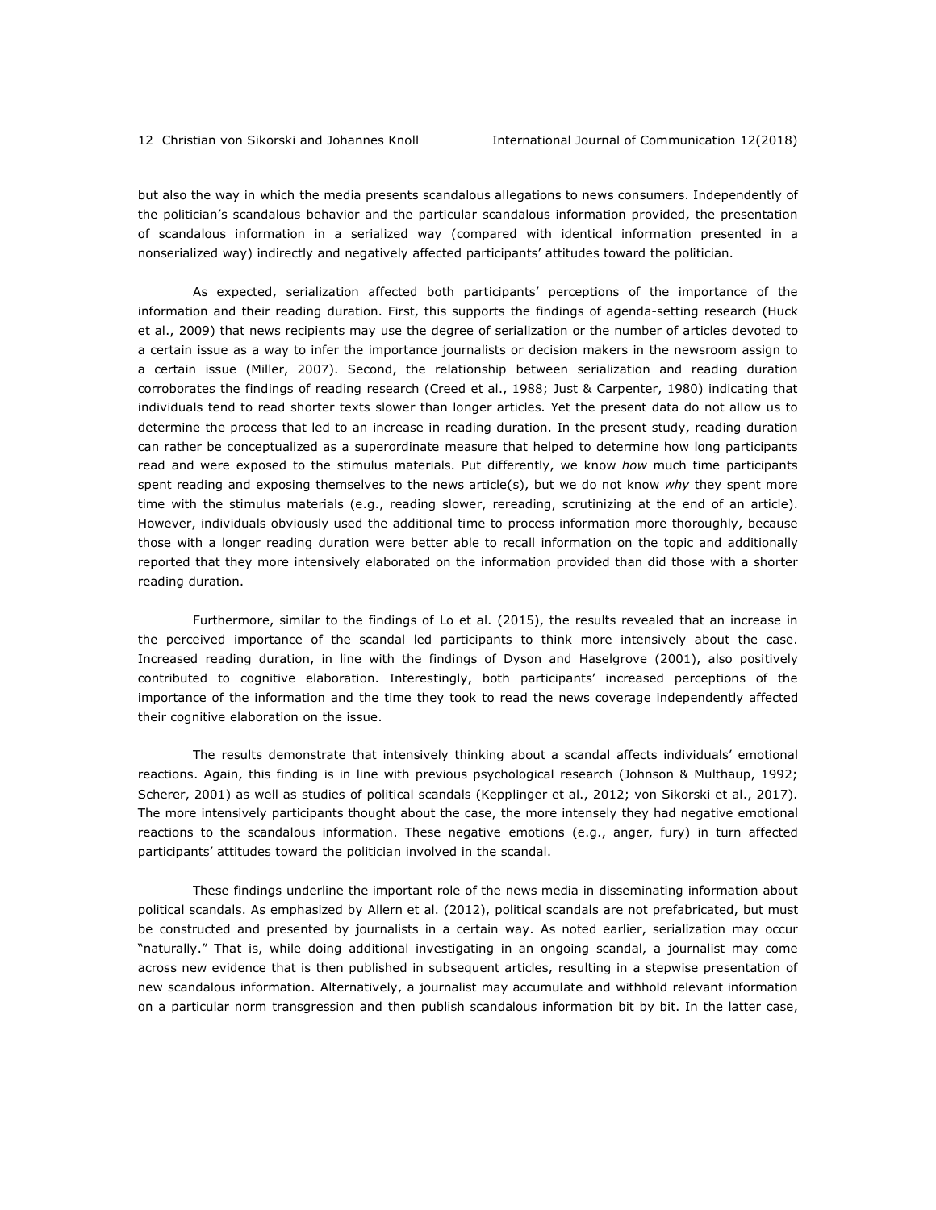but also the way in which the media presents scandalous allegations to news consumers. Independently of the politician's scandalous behavior and the particular scandalous information provided, the presentation of scandalous information in a serialized way (compared with identical information presented in a nonserialized way) indirectly and negatively affected participants' attitudes toward the politician.

As expected, serialization affected both participants' perceptions of the importance of the information and their reading duration. First, this supports the findings of agenda-setting research (Huck et al., 2009) that news recipients may use the degree of serialization or the number of articles devoted to a certain issue as a way to infer the importance journalists or decision makers in the newsroom assign to a certain issue (Miller, 2007). Second, the relationship between serialization and reading duration corroborates the findings of reading research (Creed et al., 1988; Just & Carpenter, 1980) indicating that individuals tend to read shorter texts slower than longer articles. Yet the present data do not allow us to determine the process that led to an increase in reading duration. In the present study, reading duration can rather be conceptualized as a superordinate measure that helped to determine how long participants read and were exposed to the stimulus materials. Put differently, we know *how* much time participants spent reading and exposing themselves to the news article(s), but we do not know *why* they spent more time with the stimulus materials (e.g., reading slower, rereading, scrutinizing at the end of an article). However, individuals obviously used the additional time to process information more thoroughly, because those with a longer reading duration were better able to recall information on the topic and additionally reported that they more intensively elaborated on the information provided than did those with a shorter reading duration.

Furthermore, similar to the findings of Lo et al. (2015), the results revealed that an increase in the perceived importance of the scandal led participants to think more intensively about the case. Increased reading duration, in line with the findings of Dyson and Haselgrove (2001), also positively contributed to cognitive elaboration. Interestingly, both participants' increased perceptions of the importance of the information and the time they took to read the news coverage independently affected their cognitive elaboration on the issue.

The results demonstrate that intensively thinking about a scandal affects individuals' emotional reactions. Again, this finding is in line with previous psychological research (Johnson & Multhaup, 1992; Scherer, 2001) as well as studies of political scandals (Kepplinger et al., 2012; von Sikorski et al., 2017). The more intensively participants thought about the case, the more intensely they had negative emotional reactions to the scandalous information. These negative emotions (e.g., anger, fury) in turn affected participants' attitudes toward the politician involved in the scandal.

These findings underline the important role of the news media in disseminating information about political scandals. As emphasized by Allern et al. (2012), political scandals are not prefabricated, but must be constructed and presented by journalists in a certain way. As noted earlier, serialization may occur "naturally." That is, while doing additional investigating in an ongoing scandal, a journalist may come across new evidence that is then published in subsequent articles, resulting in a stepwise presentation of new scandalous information. Alternatively, a journalist may accumulate and withhold relevant information on a particular norm transgression and then publish scandalous information bit by bit. In the latter case,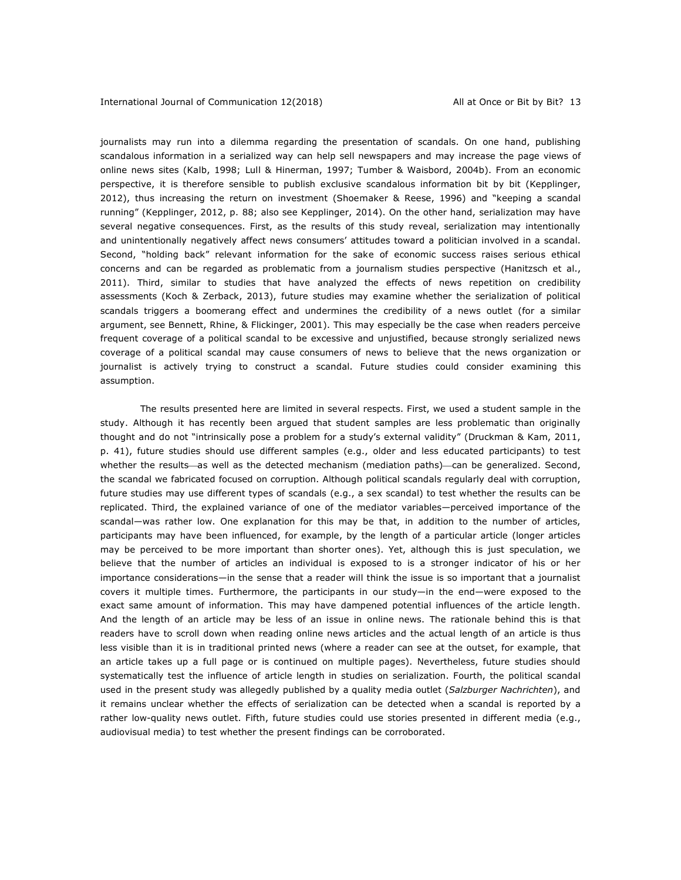journalists may run into a dilemma regarding the presentation of scandals. On one hand, publishing scandalous information in a serialized way can help sell newspapers and may increase the page views of online news sites (Kalb, 1998; Lull & Hinerman, 1997; Tumber & Waisbord, 2004b). From an economic perspective, it is therefore sensible to publish exclusive scandalous information bit by bit (Kepplinger, 2012), thus increasing the return on investment (Shoemaker & Reese, 1996) and "keeping a scandal running" (Kepplinger, 2012, p. 88; also see Kepplinger, 2014). On the other hand, serialization may have several negative consequences. First, as the results of this study reveal, serialization may intentionally and unintentionally negatively affect news consumers' attitudes toward a politician involved in a scandal. Second, "holding back" relevant information for the sake of economic success raises serious ethical concerns and can be regarded as problematic from a journalism studies perspective (Hanitzsch et al., 2011). Third, similar to studies that have analyzed the effects of news repetition on credibility assessments (Koch & Zerback, 2013), future studies may examine whether the serialization of political scandals triggers a boomerang effect and undermines the credibility of a news outlet (for a similar argument, see Bennett, Rhine, & Flickinger, 2001). This may especially be the case when readers perceive frequent coverage of a political scandal to be excessive and unjustified, because strongly serialized news coverage of a political scandal may cause consumers of news to believe that the news organization or journalist is actively trying to construct a scandal. Future studies could consider examining this assumption.

The results presented here are limited in several respects. First, we used a student sample in the study. Although it has recently been argued that student samples are less problematic than originally thought and do not "intrinsically pose a problem for a study's external validity" (Druckman & Kam, 2011, p. 41), future studies should use different samples (e.g., older and less educated participants) to test whether the results—as well as the detected mechanism (mediation paths)—can be generalized. Second, the scandal we fabricated focused on corruption. Although political scandals regularly deal with corruption, future studies may use different types of scandals (e.g., a sex scandal) to test whether the results can be replicated. Third, the explained variance of one of the mediator variables—perceived importance of the scandal—was rather low. One explanation for this may be that, in addition to the number of articles, participants may have been influenced, for example, by the length of a particular article (longer articles may be perceived to be more important than shorter ones). Yet, although this is just speculation, we believe that the number of articles an individual is exposed to is a stronger indicator of his or her importance considerations—in the sense that a reader will think the issue is so important that a journalist covers it multiple times. Furthermore, the participants in our study—in the end—were exposed to the exact same amount of information. This may have dampened potential influences of the article length. And the length of an article may be less of an issue in online news. The rationale behind this is that readers have to scroll down when reading online news articles and the actual length of an article is thus less visible than it is in traditional printed news (where a reader can see at the outset, for example, that an article takes up a full page or is continued on multiple pages). Nevertheless, future studies should systematically test the influence of article length in studies on serialization. Fourth, the political scandal used in the present study was allegedly published by a quality media outlet (*Salzburger Nachrichten*), and it remains unclear whether the effects of serialization can be detected when a scandal is reported by a rather low-quality news outlet. Fifth, future studies could use stories presented in different media (e.g., audiovisual media) to test whether the present findings can be corroborated.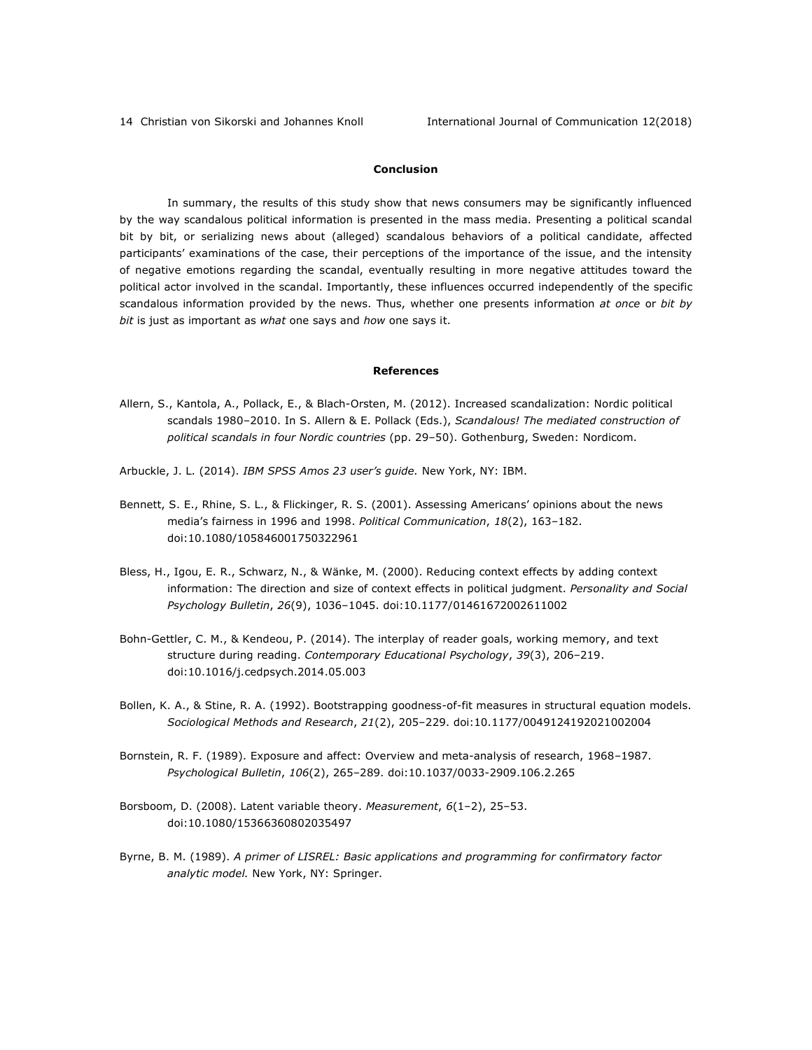## Conclusion

In summary, the results of this study show that news consumers may be significantly influenced by the way scandalous political information is presented in the mass media. Presenting a political scandal bit by bit, or serializing news about (alleged) scandalous behaviors of a political candidate, affected participants' examinations of the case, their perceptions of the importance of the issue, and the intensity of negative emotions regarding the scandal, eventually resulting in more negative attitudes toward the political actor involved in the scandal. Importantly, these influences occurred independently of the specific scandalous information provided by the news. Thus, whether one presents information *at once* or *bit by bit* is just as important as *what* one says and *how* one says it.

## References

Allern, S., Kantola, A., Pollack, E., & Blach-Orsten, M. (2012). Increased scandalization: Nordic political scandals 1980–2010. In S. Allern & E. Pollack (Eds.), *Scandalous! The mediated construction of political scandals in four Nordic countries* (pp. 29–50). Gothenburg, Sweden: Nordicom.

Arbuckle, J. L. (2014). *IBM SPSS Amos 23 user's guide.* New York, NY: IBM.

Bennett, S. E., Rhine, S. L., & Flickinger, R. S. (2001). Assessing Americans' opinions about the news media's fairness in 1996 and 1998. *Political Communication*, *18*(2), 163–182. doi:10.1080/105846001750322961

Bless, H., Igou, E. R., Schwarz, N., & Wänke, M. (2000). Reducing context effects by adding context information: The direction and size of context effects in political judgment. *Personality and Social Psychology Bulletin*, *26*(9), 1036–1045. doi:10.1177/01461672002611002

Bohn-Gettler, C. M., & Kendeou, P. (2014). The interplay of reader goals, working memory, and text structure during reading. *Contemporary Educational Psychology*, *39*(3), 206–219. doi:10.1016/j.cedpsych.2014.05.003

Bollen, K. A., & Stine, R. A. (1992). Bootstrapping goodness-of-fit measures in structural equation models. *Sociological Methods and Research*, *21*(2), 205–229. doi:10.1177/0049124192021002004

Bornstein, R. F. (1989). Exposure and affect: Overview and meta-analysis of research, 1968–1987. *Psychological Bulletin*, *106*(2), 265–289. doi:10.1037/0033-2909.106.2.265

Borsboom, D. (2008). Latent variable theory. *Measurement*, *6*(1–2), 25–53. doi:10.1080/15366360802035497

Byrne, B. M. (1989). *A primer of LISREL: Basic applications and programming for confirmatory factor analytic model.* New York, NY: Springer.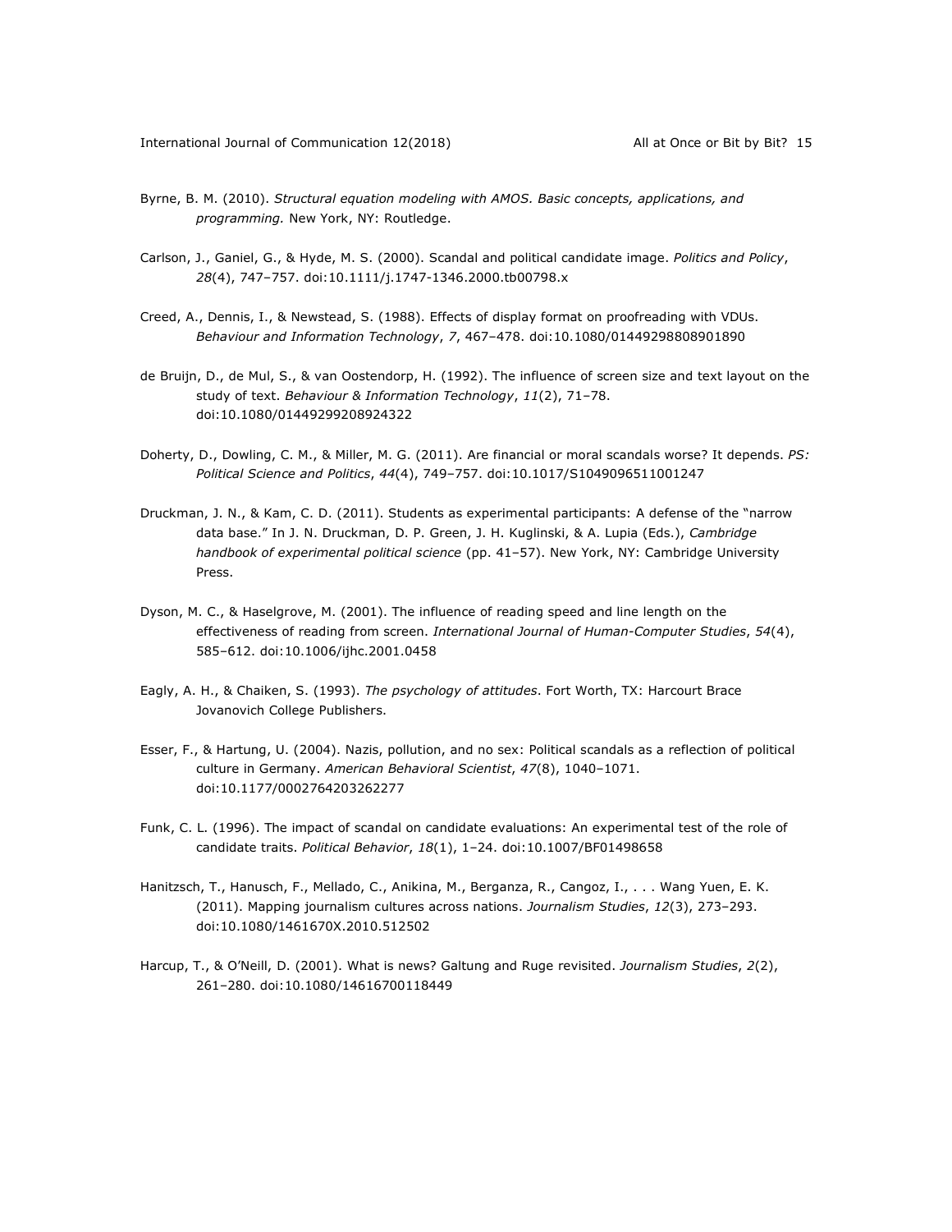Byrne, B. M. (2010). *Structural equation modeling with AMOS. Basic concepts, applications, and programming.* New York, NY: Routledge.

Carlson, J., Ganiel, G., & Hyde, M. S. (2000). Scandal and political candidate image. *Politics and Policy*, *28*(4), 747–757. doi:10.1111/j.1747-1346.2000.tb00798.x

Creed, A., Dennis, I., & Newstead, S. (1988). Effects of display format on proofreading with VDUs. *Behaviour and Information Technology*, *7*, 467–478. doi:10.1080/01449298808901890

de Bruijn, D., de Mul, S., & van Oostendorp, H. (1992). The influence of screen size and text layout on the study of text. *Behaviour & Information Technology*, *11*(2), 71–78. doi:10.1080/01449299208924322

Doherty, D., Dowling, C. M., & Miller, M. G. (2011). Are financial or moral scandals worse? It depends. *PS: Political Science and Politics*, *44*(4), 749–757. doi:10.1017/S1049096511001247

Druckman, J. N., & Kam, C. D. (2011). Students as experimental participants: A defense of the "narrow data base." In J. N. Druckman, D. P. Green, J. H. Kuglinski, & A. Lupia (Eds.), *Cambridge handbook of experimental political science* (pp. 41–57). New York, NY: Cambridge University Press.

Dyson, M. C., & Haselgrove, M. (2001). The influence of reading speed and line length on the effectiveness of reading from screen. *International Journal of Human-Computer Studies*, *54*(4), 585–612. doi:10.1006/ijhc.2001.0458

Eagly, A. H., & Chaiken, S. (1993). *The psychology of attitudes*. Fort Worth, TX: Harcourt Brace Jovanovich College Publishers.

Esser, F., & Hartung, U. (2004). Nazis, pollution, and no sex: Political scandals as a reflection of political culture in Germany. *American Behavioral Scientist*, *47*(8), 1040–1071. doi:10.1177/0002764203262277

Funk, C. L. (1996). The impact of scandal on candidate evaluations: An experimental test of the role of candidate traits. *Political Behavior*, *18*(1), 1–24. doi:10.1007/BF01498658

Hanitzsch, T., Hanusch, F., Mellado, C., Anikina, M., Berganza, R., Cangoz, I., . . . Wang Yuen, E. K. (2011). Mapping journalism cultures across nations. *Journalism Studies*, *12*(3), 273–293. doi:10.1080/1461670X.2010.512502

Harcup, T., & O'Neill, D. (2001). What is news? Galtung and Ruge revisited. *Journalism Studies*, *2*(2), 261–280. doi:10.1080/14616700118449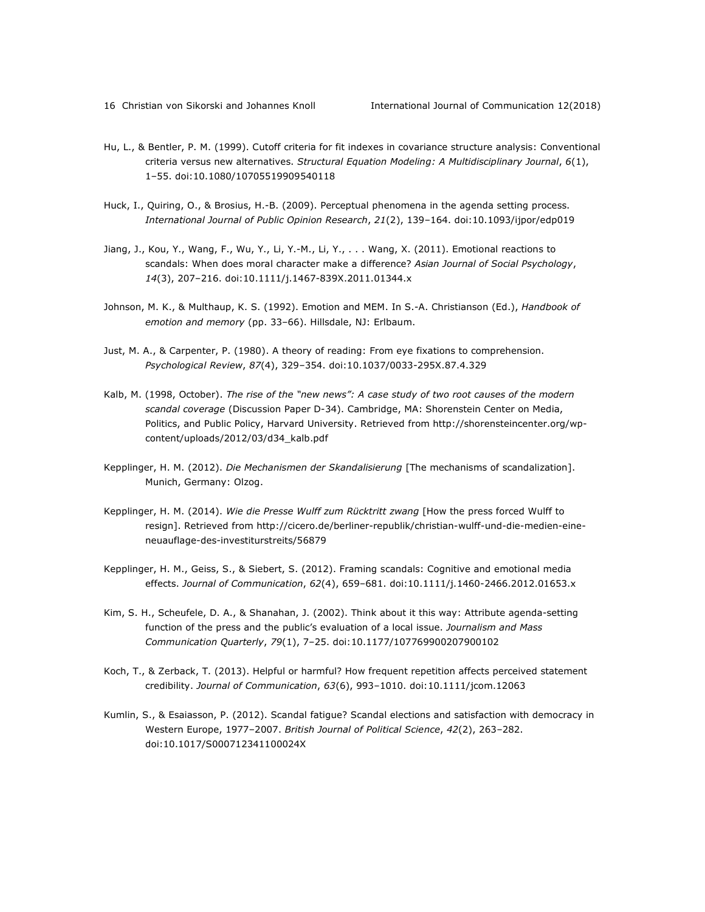Hu, L., & Bentler, P. M. (1999). Cutoff criteria for fit indexes in covariance structure analysis: Conventional criteria versus new alternatives. *Structural Equation Modeling: A Multidisciplinary Journal*, *6*(1), 1–55. doi:10.1080/10705519909540118

Huck, I., Quiring, O., & Brosius, H.-B. (2009). Perceptual phenomena in the agenda setting process. *International Journal of Public Opinion Research*, *21*(2), 139–164. doi:10.1093/ijpor/edp019

Jiang, J., Kou, Y., Wang, F., Wu, Y., Li, Y.-M., Li, Y., . . . Wang, X. (2011). Emotional reactions to scandals: When does moral character make a difference? *Asian Journal of Social Psychology*, *14*(3), 207–216. doi:10.1111/j.1467-839X.2011.01344.x

Johnson, M. K., & Multhaup, K. S. (1992). Emotion and MEM. In S.-A. Christianson (Ed.), *Handbook of emotion and memory* (pp. 33–66). Hillsdale, NJ: Erlbaum.

Just, M. A., & Carpenter, P. (1980). A theory of reading: From eye fixations to comprehension. *Psychological Review*, *87*(4), 329–354. doi:10.1037/0033-295X.87.4.329

Kalb, M. (1998, October). *The rise of the "new news": A case study of two root causes of the modern scandal coverage* (Discussion Paper D-34). Cambridge, MA: Shorenstein Center on Media, Politics, and Public Policy, Harvard University. Retrieved from http://shorensteincenter.org/wp-content/uploads/2012/03/d34_kalb.pdf

Kepplinger, H. M. (2012). *Die Mechanismen der Skandalisierung* [The mechanisms of scandalization]. Munich, Germany: Olzog.

Kepplinger, H. M. (2014). *Wie die Presse Wulff zum Rücktritt zwang* [How the press forced Wulff to resign]. Retrieved from http://cicero.de/berliner-republik/christian-wulff-und-die-medien-eine-neuauflage-des-investiturstreits/56879

Kepplinger, H. M., Geiss, S., & Siebert, S. (2012). Framing scandals: Cognitive and emotional media effects. *Journal of Communication*, *62*(4), 659–681. doi:10.1111/j.1460-2466.2012.01653.x

Kim, S. H., Scheufele, D. A., & Shanahan, J. (2002). Think about it this way: Attribute agenda-setting function of the press and the public's evaluation of a local issue. *Journalism and Mass Communication Quarterly*, *79*(1), 7–25. doi:10.1177/107769900207900102

Koch, T., & Zerback, T. (2013). Helpful or harmful? How frequent repetition affects perceived statement credibility. *Journal of Communication*, *63*(6), 993–1010. doi:10.1111/jcom.12063

Kumlin, S., & Esaiasson, P. (2012). Scandal fatigue? Scandal elections and satisfaction with democracy in Western Europe, 1977–2007. *British Journal of Political Science*, *42*(2), 263–282. doi:10.1017/S000712341100024X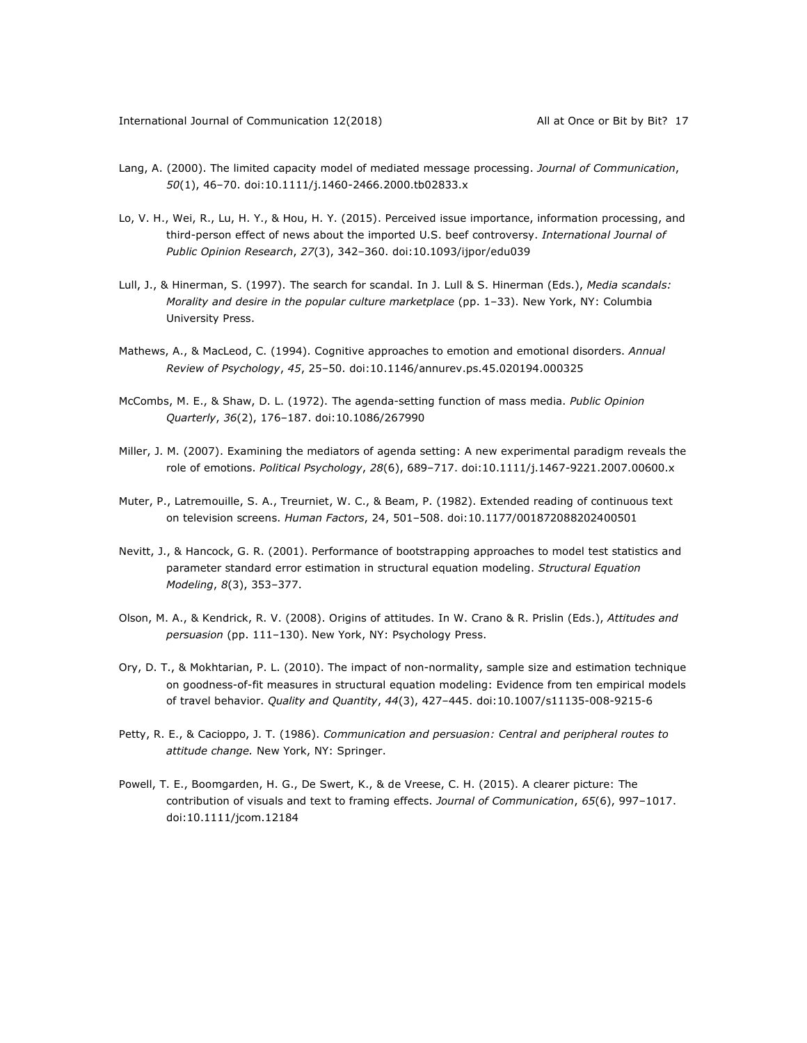Lang, A. (2000). The limited capacity model of mediated message processing. *Journal of Communication*, *50*(1), 46–70. doi:10.1111/j.1460-2466.2000.tb02833.x

Lo, V. H., Wei, R., Lu, H. Y., & Hou, H. Y. (2015). Perceived issue importance, information processing, and third-person effect of news about the imported U.S. beef controversy. *International Journal of Public Opinion Research*, *27*(3), 342–360. doi:10.1093/ijpor/edu039

Lull, J., & Hinerman, S. (1997). The search for scandal. In J. Lull & S. Hinerman (Eds.), *Media scandals: Morality and desire in the popular culture marketplace* (pp. 1–33). New York, NY: Columbia University Press.

Mathews, A., & MacLeod, C. (1994). Cognitive approaches to emotion and emotional disorders. *Annual Review of Psychology*, *45*, 25–50. doi:10.1146/annurev.ps.45.020194.000325

McCombs, M. E., & Shaw, D. L. (1972). The agenda-setting function of mass media. *Public Opinion Quarterly*, *36*(2), 176–187. doi:10.1086/267990

Miller, J. M. (2007). Examining the mediators of agenda setting: A new experimental paradigm reveals the role of emotions. *Political Psychology*, *28*(6), 689–717. doi:10.1111/j.1467-9221.2007.00600.x

Muter, P., Latremouille, S. A., Treurniet, W. C., & Beam, P. (1982). Extended reading of continuous text on television screens. *Human Factors*, 24, 501–508. doi:10.1177/001872088202400501

Nevitt, J., & Hancock, G. R. (2001). Performance of bootstrapping approaches to model test statistics and parameter standard error estimation in structural equation modeling. *Structural Equation Modeling*, *8*(3), 353–377.

Olson, M. A., & Kendrick, R. V. (2008). Origins of attitudes. In W. Crano & R. Prislin (Eds.), *Attitudes and persuasion* (pp. 111–130). New York, NY: Psychology Press.

Ory, D. T., & Mokhtarian, P. L. (2010). The impact of non-normality, sample size and estimation technique on goodness-of-fit measures in structural equation modeling: Evidence from ten empirical models of travel behavior. *Quality and Quantity*, *44*(3), 427–445. doi:10.1007/s11135-008-9215-6

Petty, R. E., & Cacioppo, J. T. (1986). *Communication and persuasion: Central and peripheral routes to attitude change.* New York, NY: Springer.

Powell, T. E., Boomgarden, H. G., De Swert, K., & de Vreese, C. H. (2015). A clearer picture: The contribution of visuals and text to framing effects. *Journal of Communication*, *65*(6), 997–1017. doi:10.1111/jcom.12184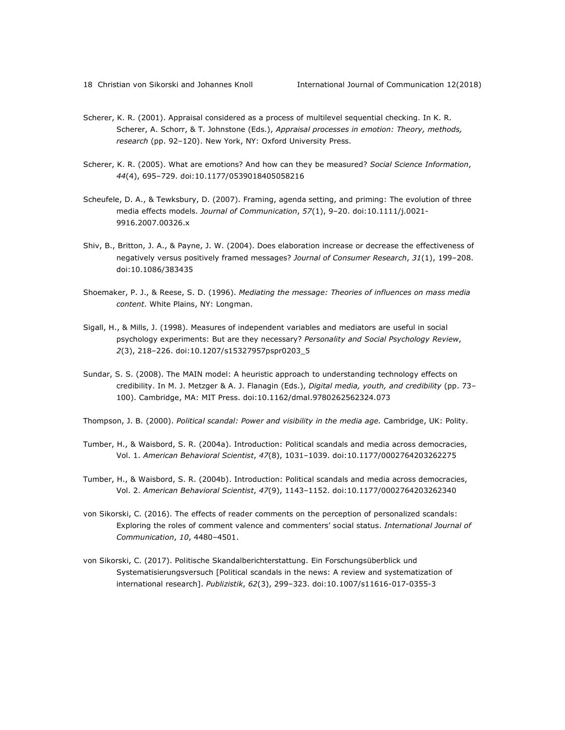Scherer, K. R. (2001). Appraisal considered as a process of multilevel sequential checking. In K. R. Scherer, A. Schorr, & T. Johnstone (Eds.), *Appraisal processes in emotion: Theory, methods, research* (pp. 92–120). New York, NY: Oxford University Press.

Scherer, K. R. (2005). What are emotions? And how can they be measured? *Social Science Information*, *44*(4), 695–729. doi:10.1177/0539018405058216

Scheufele, D. A., & Tewksbury, D. (2007). Framing, agenda setting, and priming: The evolution of three media effects models. *Journal of Communication*, *57*(1), 9–20. doi:10.1111/j.0021-9916.2007.00326.x

Shiv, B., Britton, J. A., & Payne, J. W. (2004). Does elaboration increase or decrease the effectiveness of negatively versus positively framed messages? *Journal of Consumer Research*, *31*(1), 199–208. doi:10.1086/383435

Shoemaker, P. J., & Reese, S. D. (1996). *Mediating the message: Theories of influences on mass media content*. White Plains, NY: Longman.

Sigall, H., & Mills, J. (1998). Measures of independent variables and mediators are useful in social psychology experiments: But are they necessary? *Personality and Social Psychology Review*, *2*(3), 218–226. doi:10.1207/s15327957pspr0203_5

Sundar, S. S. (2008). The MAIN model: A heuristic approach to understanding technology effects on credibility. In M. J. Metzger & A. J. Flanagin (Eds.), *Digital media, youth, and credibility* (pp. 73–100). Cambridge, MA: MIT Press. doi:10.1162/dmal.9780262562324.073

Thompson, J. B. (2000). *Political scandal: Power and visibility in the media age.* Cambridge, UK: Polity.

Tumber, H., & Waisbord, S. R. (2004a). Introduction: Political scandals and media across democracies, Vol. 1. *American Behavioral Scientist*, *47*(8), 1031–1039. doi:10.1177/0002764203262275

Tumber, H., & Waisbord, S. R. (2004b). Introduction: Political scandals and media across democracies, Vol. 2. *American Behavioral Scientist*, *47*(9), 1143–1152. doi:10.1177/0002764203262340

von Sikorski, C. (2016). The effects of reader comments on the perception of personalized scandals: Exploring the roles of comment valence and commenters' social status. *International Journal of Communication*, *10*, 4480–4501.

von Sikorski, C. (2017). Politische Skandalberichterstattung. Ein Forschungsüberblick und Systematisierungsversuch [Political scandals in the news: A review and systematization of international research]. *Publizistik*, *62*(3), 299–323. doi:10.1007/s11616-017-0355-3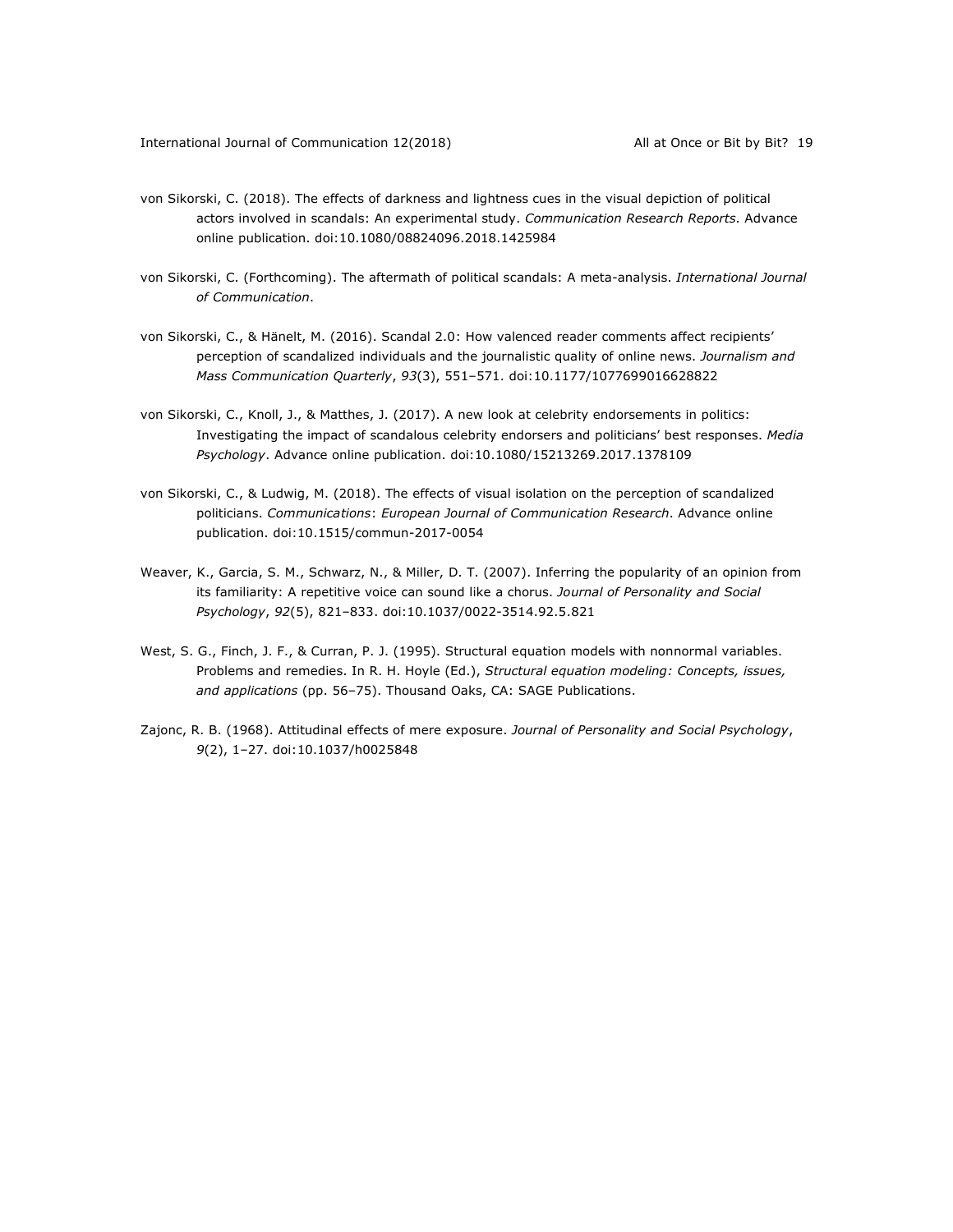von Sikorski, C. (2018). The effects of darkness and lightness cues in the visual depiction of political actors involved in scandals: An experimental study. *Communication Research Reports*. Advance online publication. doi:10.1080/08824096.2018.1425984

von Sikorski, C. (Forthcoming). The aftermath of political scandals: A meta-analysis. *International Journal of Communication*.

von Sikorski, C., & Hänelt, M. (2016). Scandal 2.0: How valenced reader comments affect recipients' perception of scandalized individuals and the journalistic quality of online news. *Journalism and Mass Communication Quarterly*, *93*(3), 551–571. doi:10.1177/1077699016628822

von Sikorski, C., Knoll, J., & Matthes, J. (2017). A new look at celebrity endorsements in politics: Investigating the impact of scandalous celebrity endorsers and politicians' best responses. *Media Psychology*. Advance online publication. doi:10.1080/15213269.2017.1378109

von Sikorski, C., & Ludwig, M. (2018). The effects of visual isolation on the perception of scandalized politicians. *Communications*: *European Journal of Communication Research*. Advance online publication. doi:10.1515/commun-2017-0054

Weaver, K., Garcia, S. M., Schwarz, N., & Miller, D. T. (2007). Inferring the popularity of an opinion from its familiarity: A repetitive voice can sound like a chorus. *Journal of Personality and Social Psychology*, *92*(5), 821–833. doi:10.1037/0022-3514.92.5.821

West, S. G., Finch, J. F., & Curran, P. J. (1995). Structural equation models with nonnormal variables. Problems and remedies. In R. H. Hoyle (Ed.), *Structural equation modeling: Concepts, issues, and applications* (pp. 56–75). Thousand Oaks, CA: SAGE Publications.

Zajonc, R. B. (1968). Attitudinal effects of mere exposure. *Journal of Personality and Social Psychology*, *9*(2), 1–27. doi:10.1037/h0025848